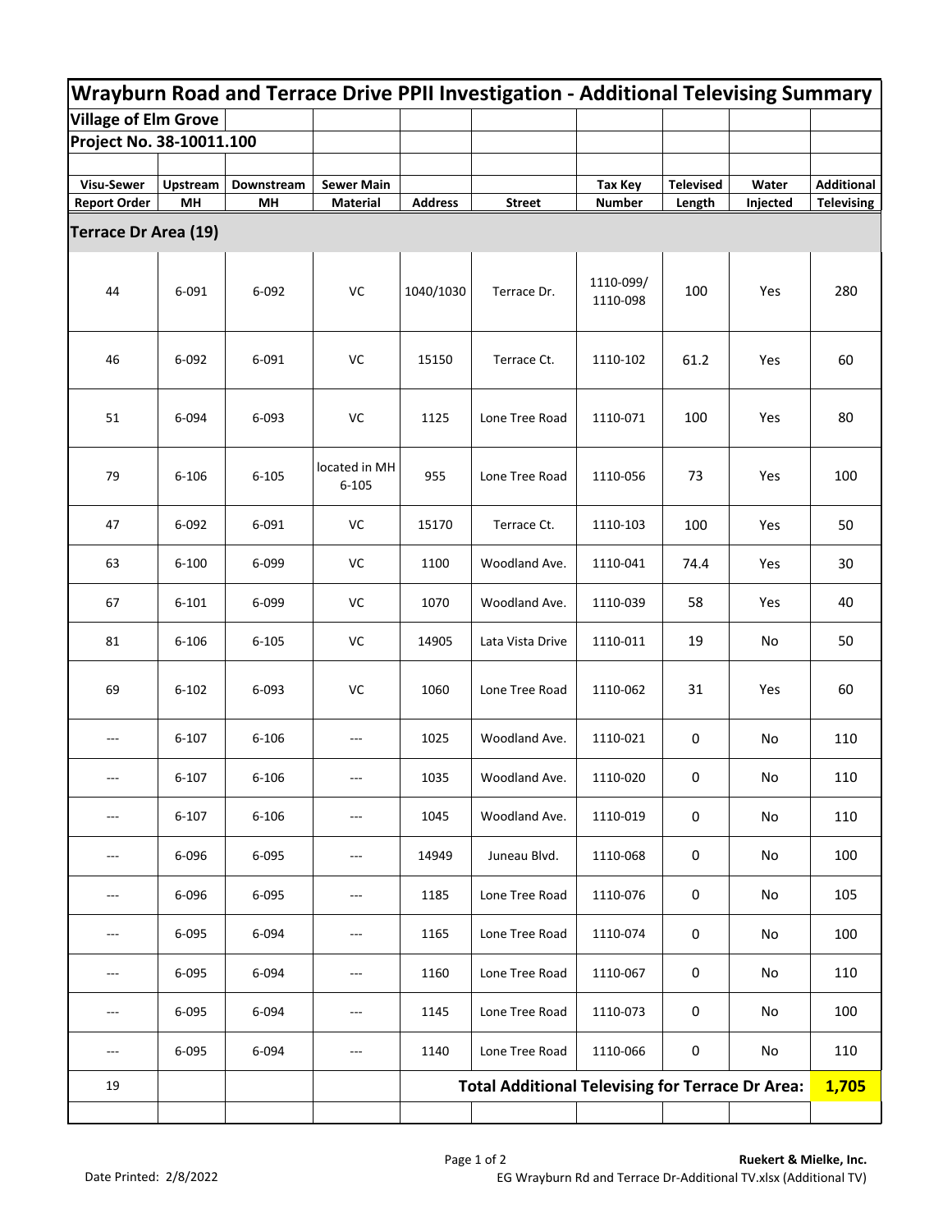# Wrayburn Road and Terrace Drive PPII Investigation - Additional Televising Summary

**Village of Elm Grove**

**Project No. 38-10011.100**

| Visu-Sewer Report Order | Upstream MH | Downstream MH | Sewer Main Material | Address | Street | Tax Key Number | Televised Length | Water Injected | Additional Televising |
|---|---|---|---|---|---|---|---|---|---|
| **Terrace Dr Area (19)** | | | | | | | | | |
| 44 | 6-091 | 6-092 | VC | 1040/1030 | Terrace Dr. | 1110-099/ 1110-098 | 100 | Yes | 280 |
| 46 | 6-092 | 6-091 | VC | 15150 | Terrace Ct. | 1110-102 | 61.2 | Yes | 60 |
| 51 | 6-094 | 6-093 | VC | 1125 | Lone Tree Road | 1110-071 | 100 | Yes | 80 |
| 79 | 6-106 | 6-105 | located in MH 6-105 | 955 | Lone Tree Road | 1110-056 | 73 | Yes | 100 |
| 47 | 6-092 | 6-091 | VC | 15170 | Terrace Ct. | 1110-103 | 100 | Yes | 50 |
| 63 | 6-100 | 6-099 | VC | 1100 | Woodland Ave. | 1110-041 | 74.4 | Yes | 30 |
| 67 | 6-101 | 6-099 | VC | 1070 | Woodland Ave. | 1110-039 | 58 | Yes | 40 |
| 81 | 6-106 | 6-105 | VC | 14905 | Lata Vista Drive | 1110-011 | 19 | No | 50 |
| 69 | 6-102 | 6-093 | VC | 1060 | Lone Tree Road | 1110-062 | 31 | Yes | 60 |
| --- | 6-107 | 6-106 | --- | 1025 | Woodland Ave. | 1110-021 | 0 | No | 110 |
| --- | 6-107 | 6-106 | --- | 1035 | Woodland Ave. | 1110-020 | 0 | No | 110 |
| --- | 6-107 | 6-106 | --- | 1045 | Woodland Ave. | 1110-019 | 0 | No | 110 |
| --- | 6-096 | 6-095 | --- | 14949 | Juneau Blvd. | 1110-068 | 0 | No | 100 |
| --- | 6-096 | 6-095 | --- | 1185 | Lone Tree Road | 1110-076 | 0 | No | 105 |
| --- | 6-095 | 6-094 | --- | 1165 | Lone Tree Road | 1110-074 | 0 | No | 100 |
| --- | 6-095 | 6-094 | --- | 1160 | Lone Tree Road | 1110-067 | 0 | No | 110 |
| --- | 6-095 | 6-094 | --- | 1145 | Lone Tree Road | 1110-073 | 0 | No | 100 |
| --- | 6-095 | 6-094 | --- | 1140 | Lone Tree Road | 1110-066 | 0 | No | 110 |
| 19 | | | | **Total Additional Televising for Terrace Dr Area:** | | | | | **1,705** |

Date Printed: 2/8/2022

**Ruekert & Mielke, Inc.**
EG Wrayburn Rd and Terrace Dr-Additional TV.xlsx (Additional TV)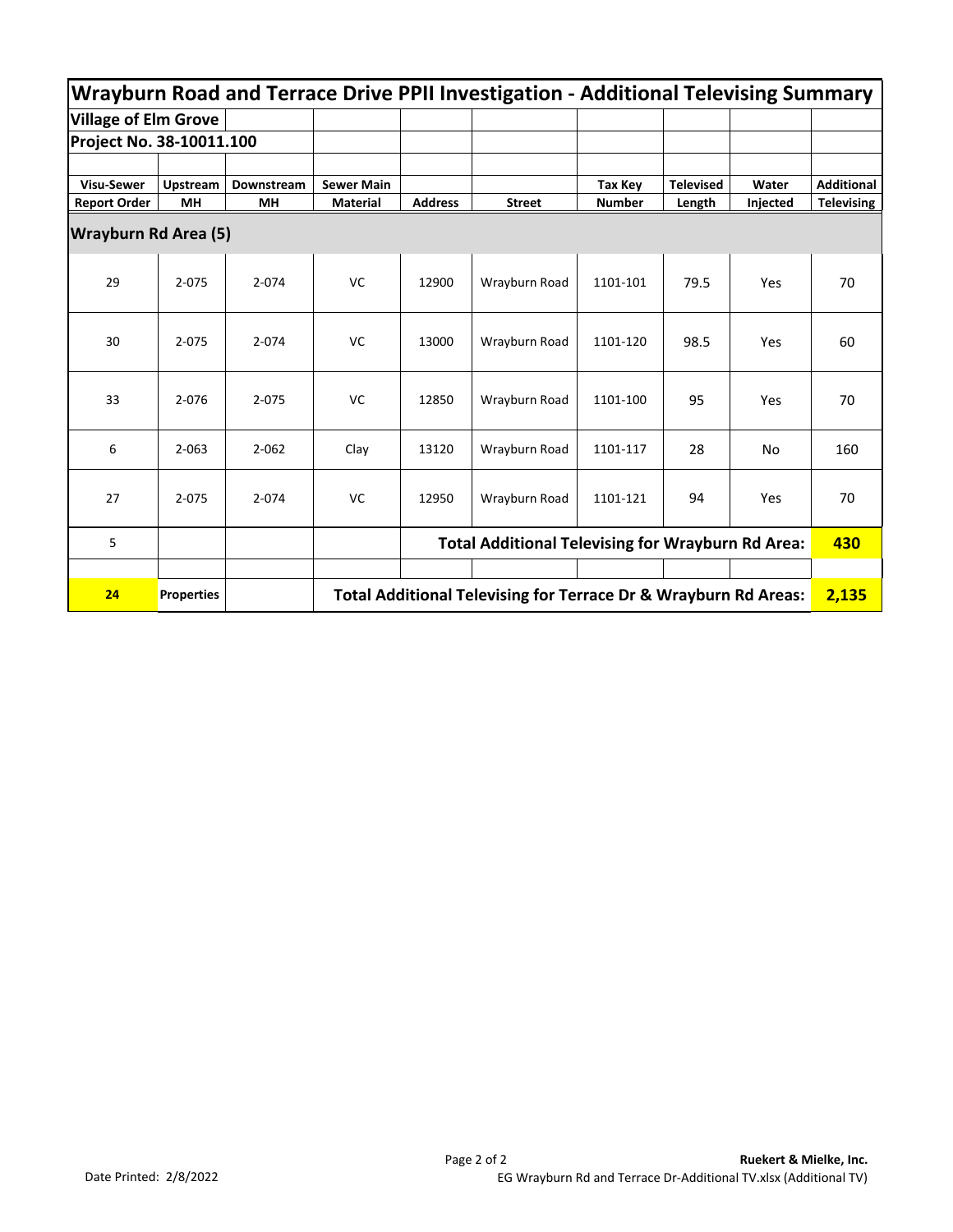# Wrayburn Road and Terrace Drive PPII Investigation - Additional Televising Summary

**Village of Elm Grove**

**Project No. 38-10011.100**

| Visu-Sewer Report Order | Upstream MH | Downstream MH | Sewer Main Material | Address | Street | Tax Key Number | Televised Length | Water Injected | Additional Televising |
|---|---|---|---|---|---|---|---|---|---|
| **Wrayburn Rd Area (5)** | | | | | | | | | |
| 29 | 2-075 | 2-074 | VC | 12900 | Wrayburn Road | 1101-101 | 79.5 | Yes | 70 |
| 30 | 2-075 | 2-074 | VC | 13000 | Wrayburn Road | 1101-120 | 98.5 | Yes | 60 |
| 33 | 2-076 | 2-075 | VC | 12850 | Wrayburn Road | 1101-100 | 95 | Yes | 70 |
| 6 | 2-063 | 2-062 | Clay | 13120 | Wrayburn Road | 1101-117 | 28 | No | 160 |
| 27 | 2-075 | 2-074 | VC | 12950 | Wrayburn Road | 1101-121 | 94 | Yes | 70 |
| 5 | | | | **Total Additional Televising for Wrayburn Rd Area:** | | | | | **430** |
| **24** | **Properties** | | **Total Additional Televising for Terrace Dr & Wrayburn Rd Areas:** | | | | | | **2,135** |

Ruekert & Mielke, Inc.

Date Printed: 2/8/2022

EG Wrayburn Rd and Terrace Dr-Additional TV.xlsx (Additional TV)